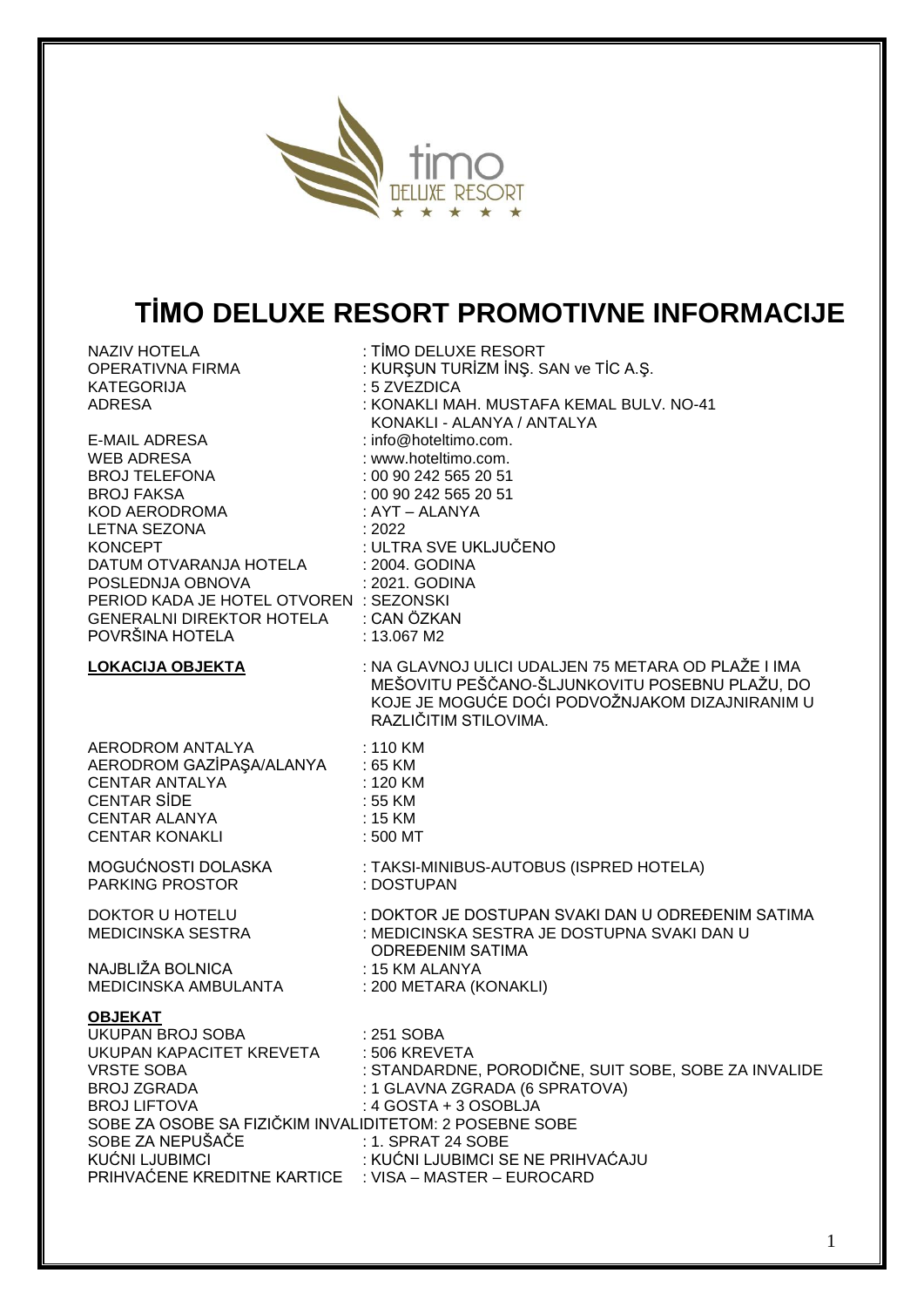# TİMO DELUXE RESORT PROMOTIVNE INFORMACIJE

| | |
|---|---|
| NAZIV HOTELA | : TİMO DELUXE RESORT |
| OPERATIVNA FIRMA | : KURŞUN TURİZM İNŞ. SAN ve TİC A.Ş. |
| KATEGORIJA | : 5 ZVEZDICA |
| ADRESA | : KONAKLI MAH. MUSTAFA KEMAL BULV. NO-41 KONAKLI - ALANYA / ANTALYA |
| E-MAIL ADRESA | : info@hoteltimo.com. |
| WEB ADRESA | : www.hoteltimo.com. |
| BROJ TELEFONA | : 00 90 242 565 20 51 |
| BROJ FAKSA | : 00 90 242 565 20 51 |
| KOD AERODROMA | : AYT – ALANYA |
| LETNA SEZONA | : 2022 |
| KONCEPT | : ULTRA SVE UKLJUČENO |
| DATUM OTVARANJA HOTELA | : 2004. GODINA |
| POSLEDNJA OBNOVA | : 2021. GODINA |
| PERIOD KADA JE HOTEL OTVOREN | : SEZONSKI |
| GENERALNI DIREKTOR HOTELA | : CAN ÖZKAN |
| POVRŠINA HOTELA | : 13.067 M2 |

**LOKACIJA OBJEKTA** : NA GLAVNOJ ULICI UDALJEN 75 METARA OD PLAŽE I IMA MEŠOVITU PEŠČANO-ŠLJUNKOVITU POSEBNU PLAŽU, DO KOJE JE MOGUĆE DOĆI PODVOŽNJAKOM DIZAJNIRANIM U RAZLIČITIM STILOVIMA.

| | |
|---|---|
| AERODROM ANTALYA | : 110 KM |
| AERODROM GAZİPAŞA/ALANYA | : 65 KM |
| CENTAR ANTALYA | : 120 KM |
| CENTAR SİDE | : 55 KM |
| CENTAR ALANYA | : 15 KM |
| CENTAR KONAKLI | : 500 MT |

| | |
|---|---|
| MOGUĆNOSTI DOLASKA | : TAKSI-MINIBUS-AUTOBUS (ISPRED HOTELA) |
| PARKING PROSTOR | : DOSTUPAN |

| | |
|---|---|
| DOKTOR U HOTELU | : DOKTOR JE DOSTUPAN SVAKI DAN U ODREĐENIM SATIMA |
| MEDICINSKA SESTRA | : MEDICINSKA SESTRA JE DOSTUPNA SVAKI DAN U ODREĐENIM SATIMA |
| NAJBLIŽA BOLNICA | : 15 KM ALANYA |
| MEDICINSKA AMBULANTA | : 200 METARA (KONAKLI) |

**OBJEKAT**

| | |
|---|---|
| UKUPAN BROJ SOBA | : 251 SOBA |
| UKUPAN KAPACITET KREVETA | : 506 KREVETA |
| VRSTE SOBA | : STANDARDNE, PORODIČNE, SUIT SOBE, SOBE ZA INVALIDE |
| BROJ ZGRADA | : 1 GLAVNA ZGRADA (6 SPRATOVA) |
| BROJ LIFTOVA | : 4 GOSTA + 3 OSOBLJA |
| SOBE ZA OSOBE SA FIZIČKIM INVALIDITETOM | : 2 POSEBNE SOBE |
| SOBE ZA NEPUŠAČE | : 1. SPRAT 24 SOBE |
| KUĆNI LJUBIMCI | : KUĆNI LJUBIMCI SE NE PRIHVAĆAJU |
| PRIHVAĆENE KREDITNE KARTICE | : VISA – MASTER – EUROCARD |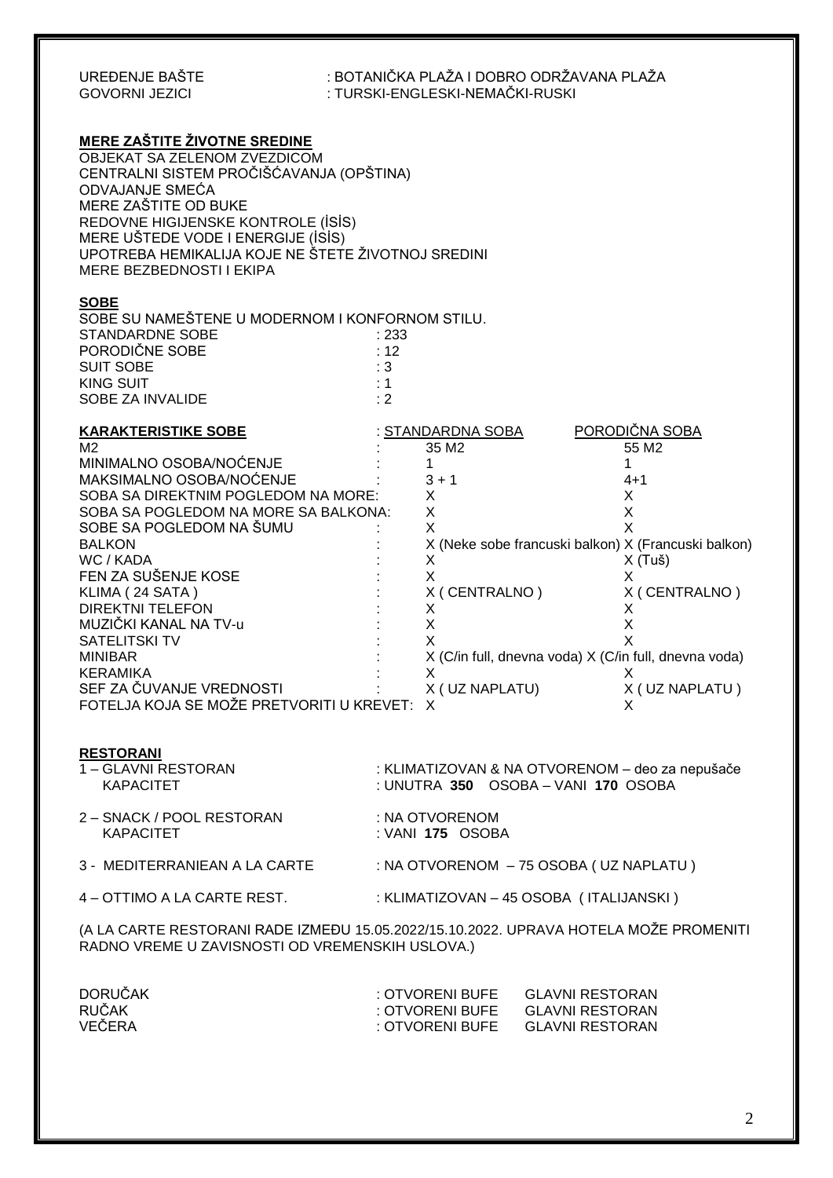| | |
|---|---|
| UREĐENJE BAŠTE | : BOTANIČKA PLAŽA I DOBRO ODRŽAVANA PLAŽA |
| GOVORNI JEZICI | : TURSKI-ENGLESKI-NEMAČKI-RUSKI |

**MERE ZAŠTITE ŽIVOTNE SREDINE**

OBJEKAT SA ZELENOM ZVEZDICOM
CENTRALNI SISTEM PROČIŠĆAVANJA (OPŠTINA)
ODVAJANJE SMEĆA
MERE ZAŠTITE OD BUKE
REDOVNE HIGIJENSKE KONTROLE (İSİS)
MERE UŠTEDE VODE I ENERGIJE (İSİS)
UPOTREBA HEMIKALIJA KOJE NE ŠTETE ŽIVOTNOJ SREDINI
MERE BEZBEDNOSTI I EKIPA

**SOBE**

SOBE SU NAMEŠTENE U MODERNOM I KONFORNOM STILU.

| | |
|---|---|
| STANDARDNE SOBE | : 233 |
| PORODIČNE SOBE | : 12 |
| SUIT SOBE | : 3 |
| KING SUIT | : 1 |
| SOBE ZA INVALIDE | : 2 |

| **KARAKTERISTIKE SOBE** | STANDARDNA SOBA | PORODIČNA SOBA |
|---|---|---|
| M2 | 35 M2 | 55 M2 |
| MINIMALNO OSOBA/NOĆENJE | 1 | 1 |
| MAKSIMALNO OSOBA/NOĆENJE | 3 + 1 | 4+1 |
| SOBA SA DIREKTNIM POGLEDOM NA MORE | X | X |
| SOBA SA POGLEDOM NA MORE SA BALKONA | X | X |
| SOBE SA POGLEDOM NA ŠUMU | X | X |
| BALKON | X (Neke sobe francuski balkon) | X (Francuski balkon) |
| WC / KADA | X | X (Tuš) |
| FEN ZA SUŠENJE KOSE | X | X |
| KLIMA ( 24 SATA ) | X ( CENTRALNO ) | X ( CENTRALNO ) |
| DIREKTNI TELEFON | X | X |
| MUZIČKI KANAL NA TV-u | X | X |
| SATELITSKI TV | X | X |
| MINIBAR | X (C/in full, dnevna voda) | X (C/in full, dnevna voda) |
| KERAMIKA | X | X |
| SEF ZA ČUVANJE VREDNOSTI | X ( UZ NAPLATU) | X ( UZ NAPLATU ) |
| FOTELJA KOJA SE MOŽE PRETVORITI U KREVET | X | X |

**RESTORANI**

| | |
|---|---|
| 1 – GLAVNI RESTORAN | : KLIMATIZOVAN & NA OTVORENOM – deo za nepušače |
| KAPACITET | : UNUTRA **350** OSOBA – VANI **170** OSOBA |
| 2 – SNACK / POOL RESTORAN | : NA OTVORENOM |
| KAPACITET | : VANI **175** OSOBA |
| 3 - MEDITERRANIEAN A LA CARTE | : NA OTVORENOM – 75 OSOBA ( UZ NAPLATU ) |
| 4 – OTTIMO A LA CARTE REST. | : KLIMATIZOVAN – 45 OSOBA ( ITALIJANSKI ) |

(A LA CARTE RESTORANI RADE IZMEĐU 15.05.2022/15.10.2022. UPRAVA HOTELA MOŽE PROMENITI RADNO VREME U ZAVISNOSTI OD VREMENSKIH USLOVA.)

| | | |
|---|---|---|
| DORUČAK | : OTVORENI BUFE | GLAVNI RESTORAN |
| RUČAK | : OTVORENI BUFE | GLAVNI RESTORAN |
| VEČERA | : OTVORENI BUFE | GLAVNI RESTORAN |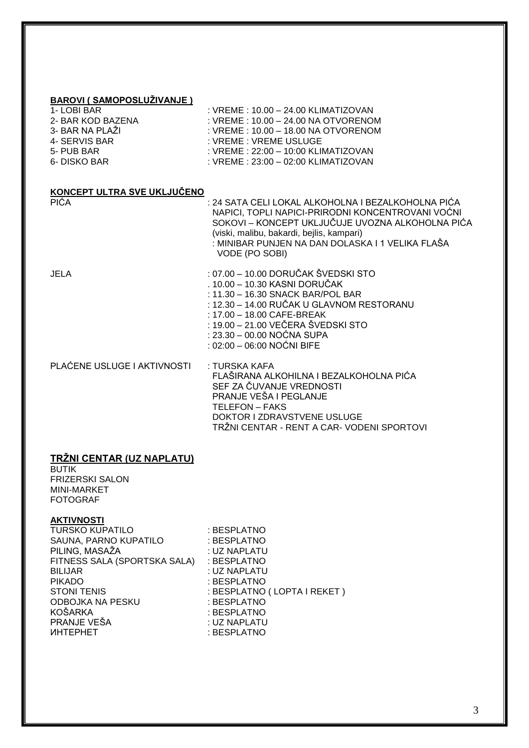**BAROVI ( SAMOPOSLUŽIVANJE )**

| | |
|---|---|
| 1- LOBI BAR | : VREME : 10.00 – 24.00 KLIMATIZOVAN |
| 2- BAR KOD BAZENA | : VREME : 10.00 – 24.00 NA OTVORENOM |
| 3- BAR NA PLAŽI | : VREME : 10.00 – 18.00 NA OTVORENOM |
| 4- SERVIS BAR | : VREME : VREME USLUGE |
| 5- PUB BAR | : VREME : 22:00 – 10:00 KLIMATIZOVAN |
| 6- DISKO BAR | : VREME : 23:00 – 02:00 KLIMATIZOVAN |

**KONCEPT ULTRA SVE UKLJUČENO**

| | |
|---|---|
| PIĆA | : 24 SATA CELI LOKAL ALKOHOLNA I BEZALKOHOLNA PIĆA NAPICI, TOPLI NAPICI-PRIRODNI KONCENTROVANI VOĆNI SOKOVI – KONCEPT UKLJUČUJE UVOZNA ALKOHOLNA PIĆA (viski, malibu, bakardi, bejlis, kampari)<br>: MINIBAR PUNJEN NA DAN DOLASKA I 1 VELIKA FLAŠA VODE (PO SOBI) |
| JELA | : 07.00 – 10.00 DORUČAK ŠVEDSKI STO<br>. 10.00 – 10.30 KASNI DORUČAK<br>: 11.30 – 16.30 SNACK BAR/POL BAR<br>: 12.30 – 14.00 RUČAK U GLAVNOM RESTORANU<br>: 17.00 – 18.00 CAFE-BREAK<br>: 19.00 – 21.00 VEČERA ŠVEDSKI STO<br>: 23.30 – 00.00 NOĆNA SUPA<br>: 02:00 – 06:00 NOĆNI BIFE |
| PLAĆENE USLUGE I AKTIVNOSTI | : TURSKA KAFA<br>FLAŠIRANA ALKOHILNA I BEZALKOHOLNA PIĆA<br>SEF ZA ČUVANJE VREDNOSTI<br>PRANJE VEŠA I PEGLANJE<br>TELEFON – FAKS<br>DOKTOR I ZDRAVSTVENE USLUGE<br>TRŽNI CENTAR - RENT A CAR- VODENI SPORTOVI |

## TRŽNI CENTAR (UZ NAPLATU)

BUTIK
FRIZERSKI SALON
MINI-MARKET
FOTOGRAF

**AKTIVNOSTI**

| | |
|---|---|
| TURSKO KUPATILO | : BESPLATNO |
| SAUNA, PARNO KUPATILO | : BESPLATNO |
| PILING, MASAŽA | : UZ NAPLATU |
| FITNESS SALA (SPORTSKA SALA) | : BESPLATNO |
| BILIJAR | : UZ NAPLATU |
| PIKADO | : BESPLATNO |
| STONI TENIS | : BESPLATNO ( LOPTA I REKET ) |
| ODBOJKA NA PESKU | : BESPLATNO |
| KOŠARKA | : BESPLATNO |
| PRANJE VEŠA | : UZ NAPLATU |
| ИНТЕРНЕТ | : BESPLATNO |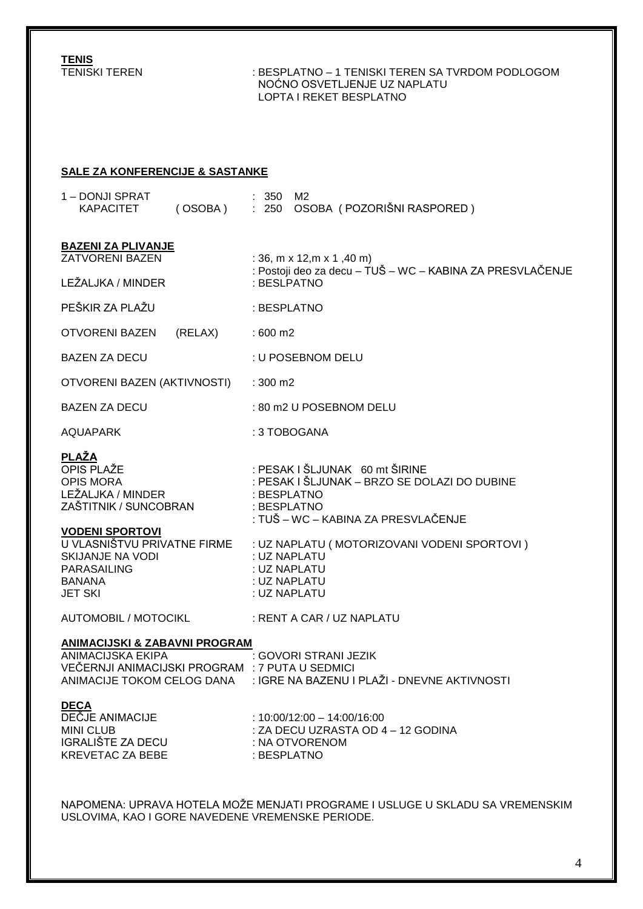**TENIS**

| | |
|---|---|
| TENISKI TEREN | : BESPLATNO – 1 TENISKI TEREN SA TVRDOM PODLOGOM<br>NOĆNO OSVETLJENJE UZ NAPLATU<br>LOPTA I REKET BESPLATNO |

**SALE ZA KONFERENCIJE & SASTANKE**

| | | |
|---|---|---|
| 1 – DONJI SPRAT | | : 350 M2 |
| KAPACITET | ( OSOBA ) | : 250 OSOBA ( POZORIŠNI RASPORED ) |

**BAZENI ZA PLIVANJE**

| | |
|---|---|
| ZATVORENI BAZEN | : 36, m x 12,m x 1 ,40 m)<br>: Postoji deo za decu – TUŠ – WC – KABINA ZA PRESVLAČENJE |
| LEŽALJKA / MINDER | : BESLPATNO |
| PEŠKIR ZA PLAŽU | : BESPLATNO |
| OTVORENI BAZEN (RELAX) | : 600 m2 |
| BAZEN ZA DECU | : U POSEBNOM DELU |
| OTVORENI BAZEN (AKTIVNOSTI) | : 300 m2 |
| BAZEN ZA DECU | : 80 m2 U POSEBNOM DELU |
| AQUAPARK | : 3 TOBOGANA |

**PLAŽA**

| | |
|---|---|
| OPIS PLAŽE | : PESAK I ŠLJUNAK 60 mt ŠIRINE |
| OPIS MORA | : PESAK I ŠLJUNAK – BRZO SE DOLAZI DO DUBINE |
| LEŽALJKA / MINDER | : BESPLATNO |
| ZAŠTITNIK / SUNCOBRAN | : BESPLATNO<br>: TUŠ – WC – KABINA ZA PRESVLAČENJE |

**VODENI SPORTOVI**

| | |
|---|---|
| U VLASNIŠTVU PRIVATNE FIRME | : UZ NAPLATU ( MOTORIZOVANI VODENI SPORTOVI ) |
| SKIJANJE NA VODI | : UZ NAPLATU |
| PARASAILING | : UZ NAPLATU |
| BANANA | : UZ NAPLATU |
| JET SKI | : UZ NAPLATU |
| AUTOMOBIL / MOTOCIKL | : RENT A CAR / UZ NAPLATU |

**ANIMACIJSKI & ZABAVNI PROGRAM**

| | |
|---|---|
| ANIMACIJSKA EKIPA | : GOVORI STRANI JEZIK |
| VEČERNJI ANIMACIJSKI PROGRAM | : 7 PUTA U SEDMICI |
| ANIMACIJE TOKOM CELOG DANA | : IGRE NA BAZENU I PLAŽI - DNEVNE AKTIVNOSTI |

**DECA**

| | |
|---|---|
| DEČJE ANIMACIJE | : 10:00/12:00 – 14:00/16:00 |
| MINI CLUB | : ZA DECU UZRASTA OD 4 – 12 GODINA |
| IGRALIŠTE ZA DECU | : NA OTVORENOM |
| KREVETAC ZA BEBE | : BESPLATNO |

NAPOMENA: UPRAVA HOTELA MOŽE MENJATI PROGRAME I USLUGE U SKLADU SA VREMENSKIM USLOVIMA, KAO I GORE NAVEDENE VREMENSKE PERIODE.